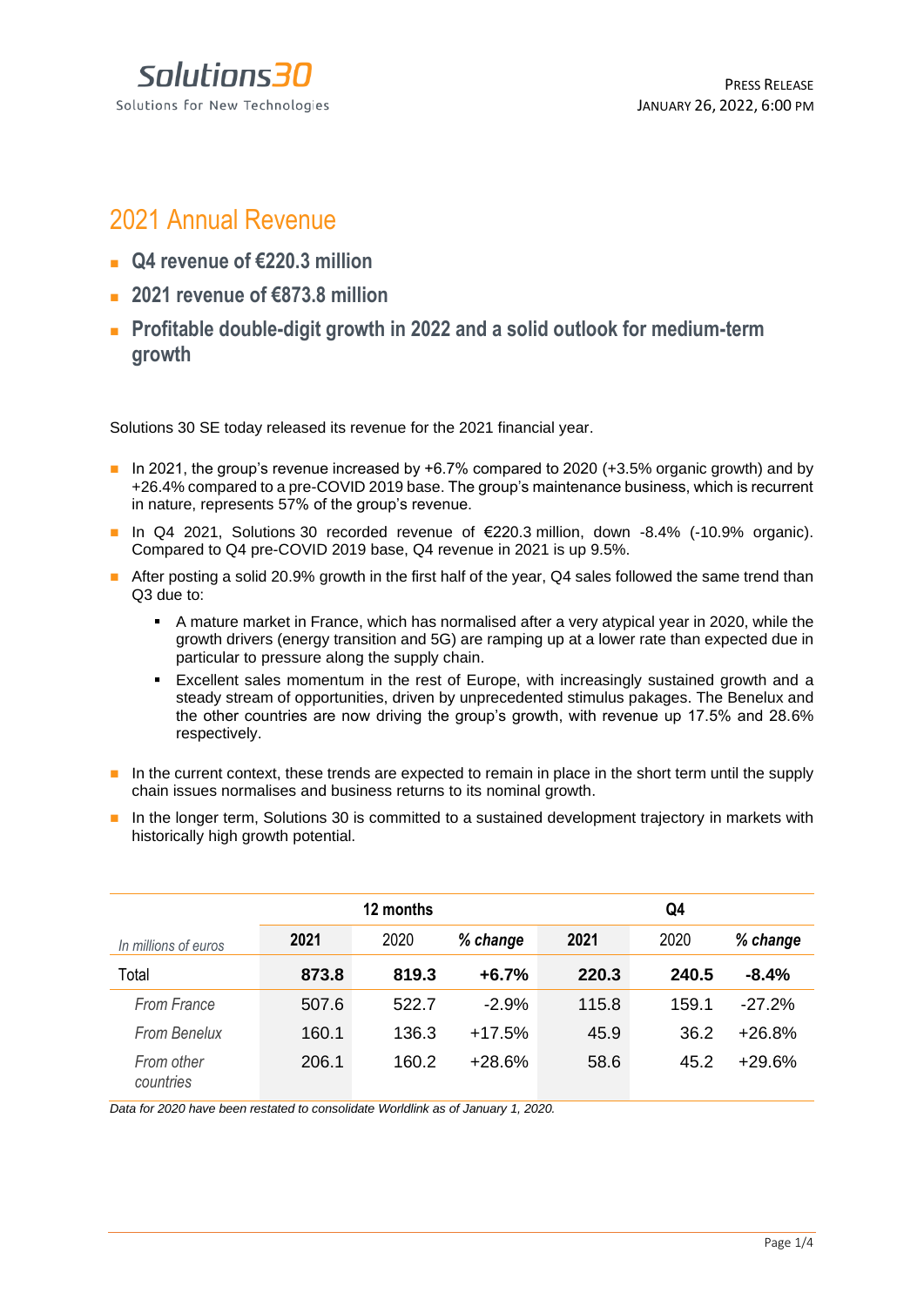Solutions30
Solutions for New Technologies

PRESS RELEASE
JANUARY 26, 2022, 6:00 PM

# 2021 Annual Revenue

- **Q4 revenue of €220.3 million**
- **2021 revenue of €873.8 million**
- **Profitable double-digit growth in 2022 and a solid outlook for medium-term growth**

Solutions 30 SE today released its revenue for the 2021 financial year.

- In 2021, the group's revenue increased by +6.7% compared to 2020 (+3.5% organic growth) and by +26.4% compared to a pre-COVID 2019 base. The group's maintenance business, which is recurrent in nature, represents 57% of the group's revenue.
- In Q4 2021, Solutions 30 recorded revenue of €220.3 million, down -8.4% (-10.9% organic). Compared to Q4 pre-COVID 2019 base, Q4 revenue in 2021 is up 9.5%.
- After posting a solid 20.9% growth in the first half of the year, Q4 sales followed the same trend than Q3 due to:
  - A mature market in France, which has normalised after a very atypical year in 2020, while the growth drivers (energy transition and 5G) are ramping up at a lower rate than expected due in particular to pressure along the supply chain.
  - Excellent sales momentum in the rest of Europe, with increasingly sustained growth and a steady stream of opportunities, driven by unprecedented stimulus pakages. The Benelux and the other countries are now driving the group's growth, with revenue up 17.5% and 28.6% respectively.
- In the current context, these trends are expected to remain in place in the short term until the supply chain issues normalises and business returns to its nominal growth.
- In the longer term, Solutions 30 is committed to a sustained development trajectory in markets with historically high growth potential.

| | 12 months | | | Q4 | | |
|---|---|---|---|---|---|---|
| *In millions of euros* | **2021** | 2020 | ***% change*** | **2021** | 2020 | ***% change*** |
| Total | **873.8** | **819.3** | **+6.7%** | **220.3** | **240.5** | **-8.4%** |
| *From France* | 507.6 | 522.7 | -2.9% | 115.8 | 159.1 | -27.2% |
| *From Benelux* | 160.1 | 136.3 | +17.5% | 45.9 | 36.2 | +26.8% |
| *From other countries* | 206.1 | 160.2 | +28.6% | 58.6 | 45.2 | +29.6% |

*Data for 2020 have been restated to consolidate Worldlink as of January 1, 2020.*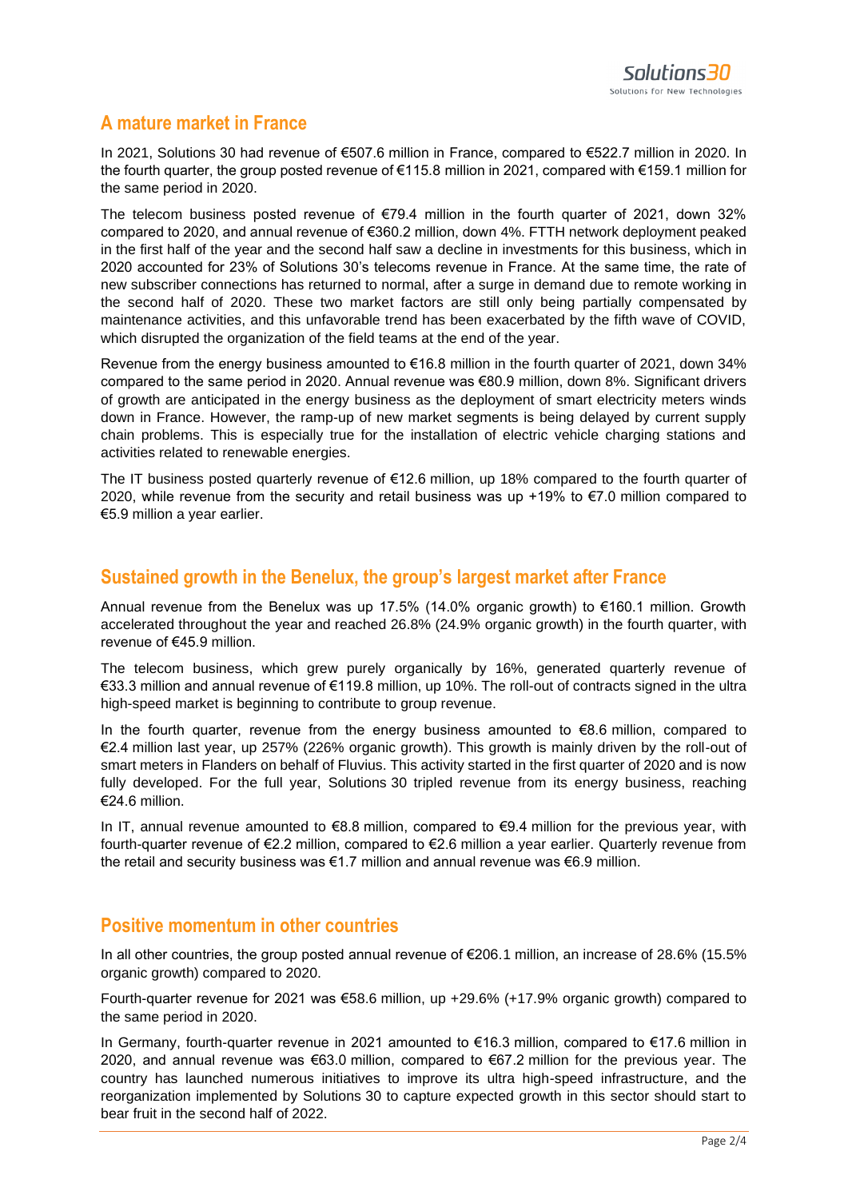## A mature market in France

In 2021, Solutions 30 had revenue of €507.6 million in France, compared to €522.7 million in 2020. In the fourth quarter, the group posted revenue of €115.8 million in 2021, compared with €159.1 million for the same period in 2020.

The telecom business posted revenue of €79.4 million in the fourth quarter of 2021, down 32% compared to 2020, and annual revenue of €360.2 million, down 4%. FTTH network deployment peaked in the first half of the year and the second half saw a decline in investments for this business, which in 2020 accounted for 23% of Solutions 30's telecoms revenue in France. At the same time, the rate of new subscriber connections has returned to normal, after a surge in demand due to remote working in the second half of 2020. These two market factors are still only being partially compensated by maintenance activities, and this unfavorable trend has been exacerbated by the fifth wave of COVID, which disrupted the organization of the field teams at the end of the year.

Revenue from the energy business amounted to €16.8 million in the fourth quarter of 2021, down 34% compared to the same period in 2020. Annual revenue was €80.9 million, down 8%. Significant drivers of growth are anticipated in the energy business as the deployment of smart electricity meters winds down in France. However, the ramp-up of new market segments is being delayed by current supply chain problems. This is especially true for the installation of electric vehicle charging stations and activities related to renewable energies.

The IT business posted quarterly revenue of €12.6 million, up 18% compared to the fourth quarter of 2020, while revenue from the security and retail business was up +19% to €7.0 million compared to €5.9 million a year earlier.

## Sustained growth in the Benelux, the group's largest market after France

Annual revenue from the Benelux was up 17.5% (14.0% organic growth) to €160.1 million. Growth accelerated throughout the year and reached 26.8% (24.9% organic growth) in the fourth quarter, with revenue of €45.9 million.

The telecom business, which grew purely organically by 16%, generated quarterly revenue of €33.3 million and annual revenue of €119.8 million, up 10%. The roll-out of contracts signed in the ultra high-speed market is beginning to contribute to group revenue.

In the fourth quarter, revenue from the energy business amounted to €8.6 million, compared to €2.4 million last year, up 257% (226% organic growth). This growth is mainly driven by the roll-out of smart meters in Flanders on behalf of Fluvius. This activity started in the first quarter of 2020 and is now fully developed. For the full year, Solutions 30 tripled revenue from its energy business, reaching €24.6 million.

In IT, annual revenue amounted to €8.8 million, compared to €9.4 million for the previous year, with fourth-quarter revenue of €2.2 million, compared to €2.6 million a year earlier. Quarterly revenue from the retail and security business was €1.7 million and annual revenue was €6.9 million.

## Positive momentum in other countries

In all other countries, the group posted annual revenue of €206.1 million, an increase of 28.6% (15.5% organic growth) compared to 2020.

Fourth-quarter revenue for 2021 was €58.6 million, up +29.6% (+17.9% organic growth) compared to the same period in 2020.

In Germany, fourth-quarter revenue in 2021 amounted to €16.3 million, compared to €17.6 million in 2020, and annual revenue was €63.0 million, compared to €67.2 million for the previous year. The country has launched numerous initiatives to improve its ultra high-speed infrastructure, and the reorganization implemented by Solutions 30 to capture expected growth in this sector should start to bear fruit in the second half of 2022.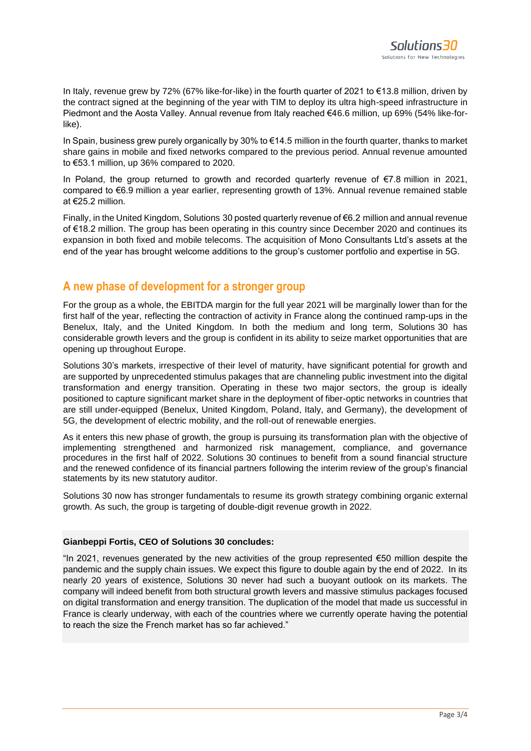In Italy, revenue grew by 72% (67% like-for-like) in the fourth quarter of 2021 to €13.8 million, driven by the contract signed at the beginning of the year with TIM to deploy its ultra high-speed infrastructure in Piedmont and the Aosta Valley. Annual revenue from Italy reached €46.6 million, up 69% (54% like-for-like).

In Spain, business grew purely organically by 30% to €14.5 million in the fourth quarter, thanks to market share gains in mobile and fixed networks compared to the previous period. Annual revenue amounted to €53.1 million, up 36% compared to 2020.

In Poland, the group returned to growth and recorded quarterly revenue of €7.8 million in 2021, compared to €6.9 million a year earlier, representing growth of 13%. Annual revenue remained stable at €25.2 million.

Finally, in the United Kingdom, Solutions 30 posted quarterly revenue of €6.2 million and annual revenue of €18.2 million. The group has been operating in this country since December 2020 and continues its expansion in both fixed and mobile telecoms. The acquisition of Mono Consultants Ltd's assets at the end of the year has brought welcome additions to the group's customer portfolio and expertise in 5G.

## A new phase of development for a stronger group

For the group as a whole, the EBITDA margin for the full year 2021 will be marginally lower than for the first half of the year, reflecting the contraction of activity in France along the continued ramp-ups in the Benelux, Italy, and the United Kingdom. In both the medium and long term, Solutions 30 has considerable growth levers and the group is confident in its ability to seize market opportunities that are opening up throughout Europe.

Solutions 30's markets, irrespective of their level of maturity, have significant potential for growth and are supported by unprecedented stimulus pakages that are channeling public investment into the digital transformation and energy transition. Operating in these two major sectors, the group is ideally positioned to capture significant market share in the deployment of fiber-optic networks in countries that are still under-equipped (Benelux, United Kingdom, Poland, Italy, and Germany), the development of 5G, the development of electric mobility, and the roll-out of renewable energies.

As it enters this new phase of growth, the group is pursuing its transformation plan with the objective of implementing strengthened and harmonized risk management, compliance, and governance procedures in the first half of 2022. Solutions 30 continues to benefit from a sound financial structure and the renewed confidence of its financial partners following the interim review of the group's financial statements by its new statutory auditor.

Solutions 30 now has stronger fundamentals to resume its growth strategy combining organic external growth. As such, the group is targeting of double-digit revenue growth in 2022.

**Gianbeppi Fortis, CEO of Solutions 30 concludes:**

"In 2021, revenues generated by the new activities of the group represented €50 million despite the pandemic and the supply chain issues. We expect this figure to double again by the end of 2022. In its nearly 20 years of existence, Solutions 30 never had such a buoyant outlook on its markets. The company will indeed benefit from both structural growth levers and massive stimulus packages focused on digital transformation and energy transition. The duplication of the model that made us successful in France is clearly underway, with each of the countries where we currently operate having the potential to reach the size the French market has so far achieved."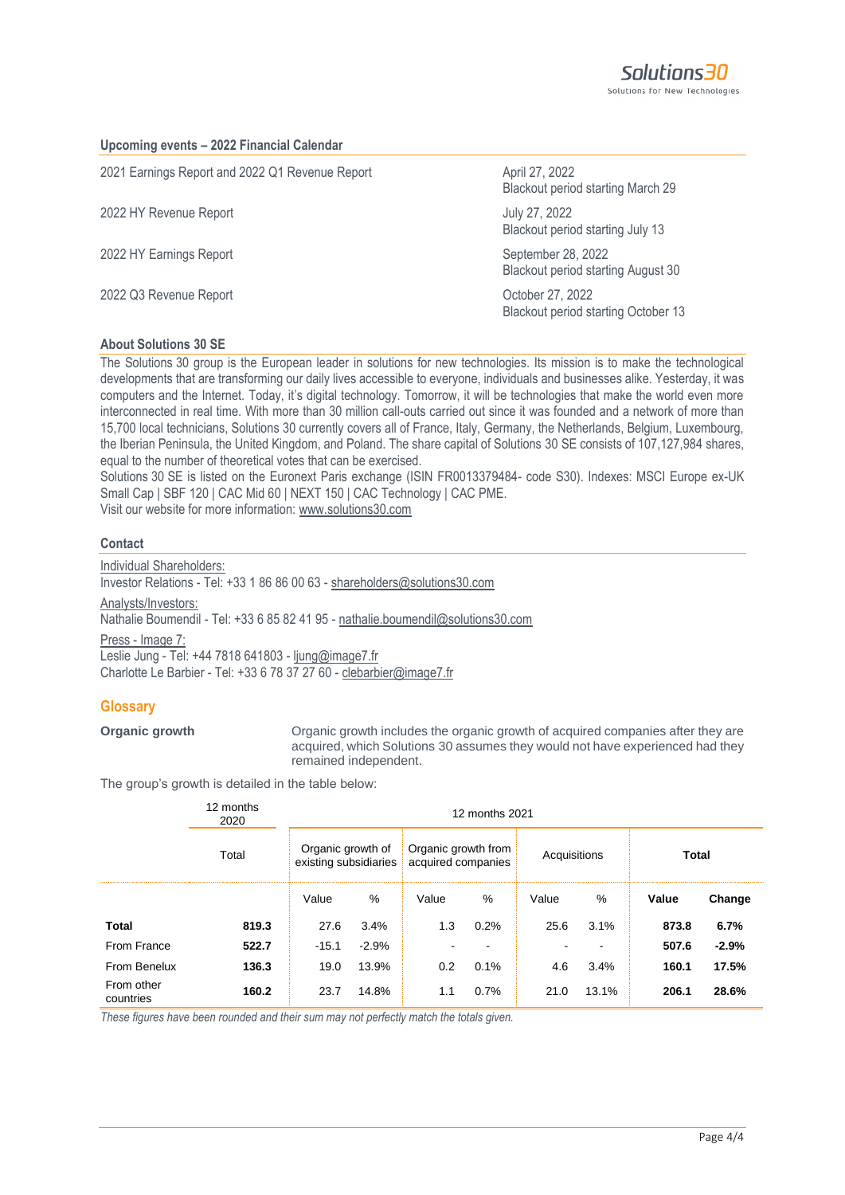## Upcoming events – 2022 Financial Calendar

| | |
|---|---|
| 2021 Earnings Report and 2022 Q1 Revenue Report | April 27, 2022<br>Blackout period starting March 29 |
| 2022 HY Revenue Report | July 27, 2022<br>Blackout period starting July 13 |
| 2022 HY Earnings Report | September 28, 2022<br>Blackout period starting August 30 |
| 2022 Q3 Revenue Report | October 27, 2022<br>Blackout period starting October 13 |

## About Solutions 30 SE

The Solutions 30 group is the European leader in solutions for new technologies. Its mission is to make the technological developments that are transforming our daily lives accessible to everyone, individuals and businesses alike. Yesterday, it was computers and the Internet. Today, it's digital technology. Tomorrow, it will be technologies that make the world even more interconnected in real time. With more than 30 million call-outs carried out since it was founded and a network of more than 15,700 local technicians, Solutions 30 currently covers all of France, Italy, Germany, the Netherlands, Belgium, Luxembourg, the Iberian Peninsula, the United Kingdom, and Poland. The share capital of Solutions 30 SE consists of 107,127,984 shares, equal to the number of theoretical votes that can be exercised.

Solutions 30 SE is listed on the Euronext Paris exchange (ISIN FR0013379484- code S30). Indexes: MSCI Europe ex-UK Small Cap | SBF 120 | CAC Mid 60 | NEXT 150 | CAC Technology | CAC PME.

Visit our website for more information: www.solutions30.com

## Contact

Individual Shareholders:
Investor Relations - Tel: +33 1 86 86 00 63 - shareholders@solutions30.com

Analysts/Investors:
Nathalie Boumendil - Tel: +33 6 85 82 41 95 - nathalie.boumendil@solutions30.com

Press - Image 7:
Leslie Jung - Tel: +44 7818 641803 - ljung@image7.fr
Charlotte Le Barbier - Tel: +33 6 78 37 27 60 - clebarbier@image7.fr

## Glossary

**Organic growth** Organic growth includes the organic growth of acquired companies after they are acquired, which Solutions 30 assumes they would not have experienced had they remained independent.

The group's growth is detailed in the table below:

| | 12 months 2020 | 12 months 2021 | | | | | | | |
|---|---|---|---|---|---|---|---|---|---|
| | Total | Organic growth of existing subsidiaries | | Organic growth from acquired companies | | Acquisitions | | **Total** | |
| | | Value | % | Value | % | Value | % | **Value** | **Change** |
| **Total** | **819.3** | 27.6 | 3.4% | 1.3 | 0.2% | 25.6 | 3.1% | **873.8** | **6.7%** |
| From France | **522.7** | -15.1 | -2.9% | - | - | - | - | **507.6** | **-2.9%** |
| From Benelux | **136.3** | 19.0 | 13.9% | 0.2 | 0.1% | 4.6 | 3.4% | **160.1** | **17.5%** |
| From other countries | **160.2** | 23.7 | 14.8% | 1.1 | 0.7% | 21.0 | 13.1% | **206.1** | **28.6%** |

*These figures have been rounded and their sum may not perfectly match the totals given.*